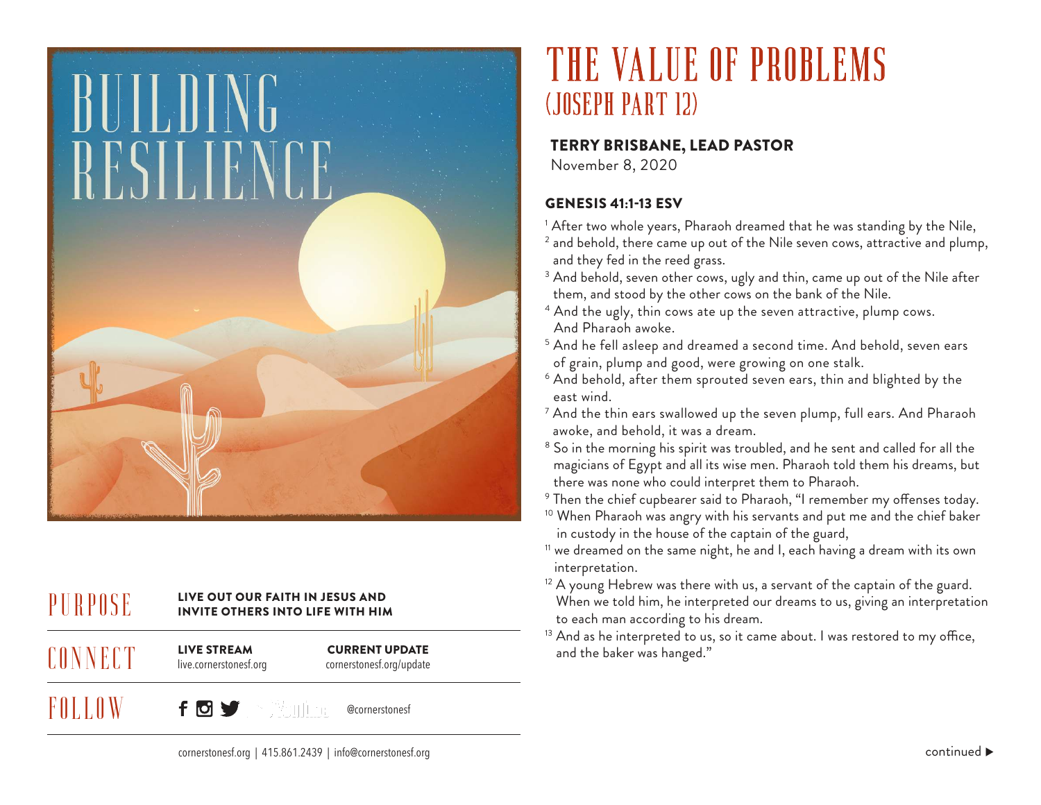BUILDING RESILIENCE

# THE VALUE OF PROBLEMS
## (JOSEPH PART 12)

**TERRY BRISBANE, LEAD PASTOR**
November 8, 2020

### GENESIS 41:1-13 ESV

[1] After two whole years, Pharaoh dreamed that he was standing by the Nile,
[2] and behold, there came up out of the Nile seven cows, attractive and plump, and they fed in the reed grass.
[3] And behold, seven other cows, ugly and thin, came up out of the Nile after them, and stood by the other cows on the bank of the Nile.
[4] And the ugly, thin cows ate up the seven attractive, plump cows. And Pharaoh awoke.
[5] And he fell asleep and dreamed a second time. And behold, seven ears of grain, plump and good, were growing on one stalk.
[6] And behold, after them sprouted seven ears, thin and blighted by the east wind.
[7] And the thin ears swallowed up the seven plump, full ears. And Pharaoh awoke, and behold, it was a dream.
[8] So in the morning his spirit was troubled, and he sent and called for all the magicians of Egypt and all its wise men. Pharaoh told them his dreams, but there was none who could interpret them to Pharaoh.
[9] Then the chief cupbearer said to Pharaoh, "I remember my offenses today.
[10] When Pharaoh was angry with his servants and put me and the chief baker in custody in the house of the captain of the guard,
[11] we dreamed on the same night, he and I, each having a dream with its own interpretation.
[12] A young Hebrew was there with us, a servant of the captain of the guard. When we told him, he interpreted our dreams to us, giving an interpretation to each man according to his dream.
[13] And as he interpreted to us, so it came about. I was restored to my office, and the baker was hanged."

continued ▶

| | | |
|---|---|---|
| PURPOSE | **LIVE OUT OUR FAITH IN JESUS AND INVITE OTHERS INTO LIFE WITH HIM** | |
| CONNECT | **LIVE STREAM** live.cornerstonesf.org | **CURRENT UPDATE** cornerstonesf.org/update |
| FOLLOW | @cornerstonesf | |

cornerstonesf.org | 415.861.2439 | info@cornerstonesf.org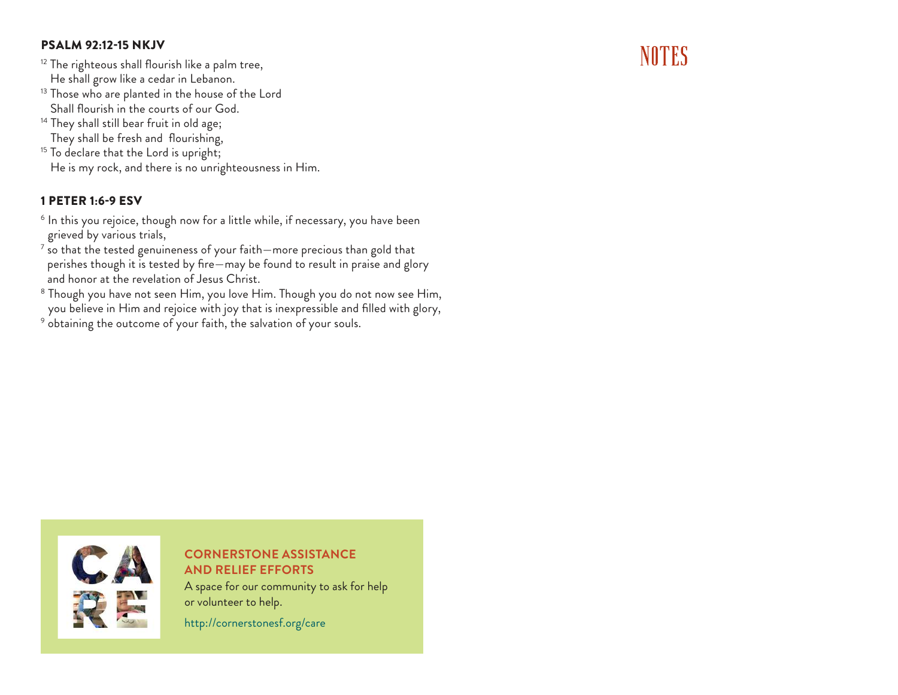## PSALM 92:12-15 NKJV

12 The righteous shall flourish like a palm tree,
He shall grow like a cedar in Lebanon.
13 Those who are planted in the house of the Lord
Shall flourish in the courts of our God.
14 They shall still bear fruit in old age;
They shall be fresh and flourishing,
15 To declare that the Lord is upright;
He is my rock, and there is no unrighteousness in Him.

## 1 PETER 1:6-9 ESV

6 In this you rejoice, though now for a little while, if necessary, you have been grieved by various trials,
7 so that the tested genuineness of your faith—more precious than gold that perishes though it is tested by fire—may be found to result in praise and glory and honor at the revelation of Jesus Christ.
8 Though you have not seen Him, you love Him. Though you do not now see Him, you believe in Him and rejoice with joy that is inexpressible and filled with glory,
9 obtaining the outcome of your faith, the salvation of your souls.

**CORNERSTONE ASSISTANCE AND RELIEF EFFORTS**

A space for our community to ask for help or volunteer to help.

http://cornerstonesf.org/care

# NOTES